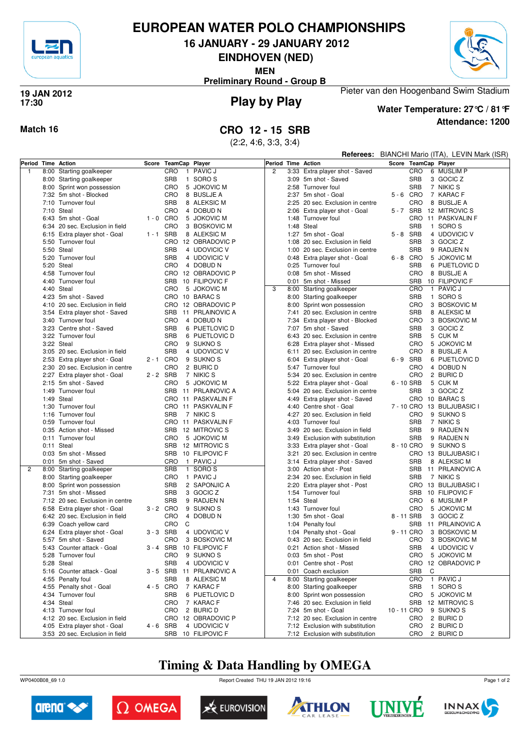# EUROPEAN WATER POLO CHAMPIONSHIPS

## 16 JANUARY - 29 JANUARY 2012

## EINDHOVEN (NED)

**MEN**

**Preliminary Round - Group B**

**19 JAN 2012**
**17:30**

## Play by Play

Pieter van den Hoogenband Swim Stadium

**Water Temperature: 27°C / 81°F**

**Attendance: 1200**

**Match 16**

## CRO 12 - 15 SRB

(2:2, 4:6, 3:3, 3:4)

**Referees:** BIANCHI Mario (ITA), LEVIN Mark (ISR)

| Period | Time | Action | Score | TeamCap | | Player |
|---|---|---|---|---|---|---|
| 1 | 8:00 | Starting goalkeeper | | CRO | 1 | PAVIC J |
| | 8:00 | Starting goalkeeper | | SRB | 1 | SORO S |
| | 8:00 | Sprint won possession | | CRO | 5 | JOKOVIC M |
| | 7:32 | 5m shot - Blocked | | CRO | 8 | BUSLJE A |
| | 7:10 | Turnover foul | | SRB | 8 | ALEKSIC M |
| | 7:10 | Steal | | CRO | 4 | DOBUD N |
| | 6:43 | 5m shot - Goal | 1 - 0 | CRO | 5 | JOKOVIC M |
| | 6:34 | 20 sec. Exclusion in field | | CRO | 3 | BOSKOVIC M |
| | 6:15 | Extra player shot - Goal | 1 - 1 | SRB | 8 | ALEKSIC M |
| | 5:50 | Turnover foul | | CRO | 12 | OBRADOVIC P |
| | 5:50 | Steal | | SRB | 4 | UDOVICIC V |
| | 5:20 | Turnover foul | | SRB | 4 | UDOVICIC V |
| | 5:20 | Steal | | CRO | 4 | DOBUD N |
| | 4:58 | Turnover foul | | CRO | 12 | OBRADOVIC P |
| | 4:40 | Turnover foul | | SRB | 10 | FILIPOVIC F |
| | 4:40 | Steal | | CRO | 5 | JOKOVIC M |
| | 4:23 | 5m shot - Saved | | CRO | 10 | BARAC S |
| | 4:10 | 20 sec. Exclusion in field | | CRO | 12 | OBRADOVIC P |
| | 3:54 | Extra player shot - Saved | | SRB | 11 | PRLAINOVIC A |
| | 3:40 | Turnover foul | | CRO | 4 | DOBUD N |
| | 3:23 | Centre shot - Saved | | SRB | 6 | PIJETLOVIC D |
| | 3:22 | Turnover foul | | SRB | 6 | PIJETLOVIC D |
| | 3:22 | Steal | | CRO | 9 | SUKNO S |
| | 3:05 | 20 sec. Exclusion in field | | SRB | 4 | UDOVICIC V |
| | 2:53 | Extra player shot - Goal | 2 - 1 | CRO | 9 | SUKNO S |
| | 2:30 | 20 sec. Exclusion in centre | | CRO | 2 | BURIC D |
| | 2:27 | Extra player shot - Goal | 2 - 2 | SRB | 7 | NIKIC S |
| | 2:15 | 5m shot - Saved | | CRO | 5 | JOKOVIC M |
| | 1:49 | Turnover foul | | SRB | 11 | PRLAINOVIC A |
| | 1:49 | Steal | | CRO | 11 | PASKVALIN F |
| | 1:30 | Turnover foul | | CRO | 11 | PASKVALIN F |
| | 1:16 | Turnover foul | | SRB | 7 | NIKIC S |
| | 0:59 | Turnover foul | | CRO | 11 | PASKVALIN F |
| | 0:35 | Action shot - Missed | | SRB | 12 | MITROVIC S |
| | 0:11 | Turnover foul | | CRO | 5 | JOKOVIC M |
| | 0:11 | Steal | | SRB | 12 | MITROVIC S |
| | 0:03 | 5m shot - Missed | | SRB | 10 | FILIPOVIC F |
| | 0:01 | 5m shot - Saved | | CRO | 1 | PAVIC J |
| 2 | 8:00 | Starting goalkeeper | | SRB | 1 | SORO S |
| | 8:00 | Starting goalkeeper | | CRO | 1 | PAVIC J |
| | 8:00 | Sprint won possession | | SRB | 2 | SAPONJIC A |
| | 7:31 | 5m shot - Missed | | SRB | 3 | GOCIC Z |
| | 7:12 | 20 sec. Exclusion in centre | | SRB | 9 | RADJEN N |
| | 6:58 | Extra player shot - Goal | 3 - 2 | CRO | 9 | SUKNO S |
| | 6:42 | 20 sec. Exclusion in field | | CRO | 4 | DOBUD N |
| | 6:39 | Coach yellow card | | CRO | C | |
| | 6:24 | Extra player shot - Goal | 3 - 3 | SRB | 4 | UDOVICIC V |
| | 5:57 | 5m shot - Saved | | CRO | 3 | BOSKOVIC M |
| | 5:43 | Counter attack - Goal | 3 - 4 | SRB | 10 | FILIPOVIC F |
| | 5:28 | Turnover foul | | CRO | 9 | SUKNO S |
| | 5:28 | Steal | | SRB | 4 | UDOVICIC V |
| | 5:16 | Counter attack - Goal | 3 - 5 | SRB | 11 | PRLAINOVIC A |
| | 4:55 | Penalty foul | | SRB | 8 | ALEKSIC M |
| | 4:55 | Penalty shot - Goal | 4 - 5 | CRO | 7 | KARAC F |
| | 4:34 | Turnover foul | | SRB | 6 | PIJETLOVIC D |
| | 4:34 | Steal | | CRO | 7 | KARAC F |
| | 4:13 | Turnover foul | | CRO | 2 | BURIC D |
| | 4:12 | 20 sec. Exclusion in field | | CRO | 12 | OBRADOVIC P |
| | 4:05 | Extra player shot - Goal | 4 - 6 | SRB | 4 | UDOVICIC V |
| | 3:53 | 20 sec. Exclusion in field | | SRB | 10 | FILIPOVIC F |
| 2 | 3:33 | Extra player shot - Saved | | CRO | 6 | MUSLIM P |
| | 3:09 | 5m shot - Saved | | SRB | 3 | GOCIC Z |
| | 2:58 | Turnover foul | | SRB | 7 | NIKIC S |
| | 2:37 | 5m shot - Goal | 5 - 6 | CRO | 7 | KARAC F |
| | 2:25 | 20 sec. Exclusion in centre | | CRO | 8 | BUSLJE A |
| | 2:06 | Extra player shot - Goal | 5 - 7 | SRB | 12 | MITROVIC S |
| | 1:48 | Turnover foul | | CRO | 11 | PASKVALIN F |
| | 1:48 | Steal | | SRB | 1 | SORO S |
| | 1:27 | 5m shot - Goal | 5 - 8 | SRB | 4 | UDOVICIC V |
| | 1:08 | 20 sec. Exclusion in field | | SRB | 3 | GOCIC Z |
| | 1:00 | 20 sec. Exclusion in centre | | SRB | 9 | RADJEN N |
| | 0:48 | Extra player shot - Goal | 6 - 8 | CRO | 5 | JOKOVIC M |
| | 0:25 | Turnover foul | | SRB | 6 | PIJETLOVIC D |
| | 0:08 | 5m shot - Missed | | CRO | 8 | BUSLJE A |
| | 0:01 | 5m shot - Missed | | SRB | 10 | FILIPOVIC F |
| 3 | 8:00 | Starting goalkeeper | | CRO | 1 | PAVIC J |
| | 8:00 | Starting goalkeeper | | SRB | 1 | SORO S |
| | 8:00 | Sprint won possession | | CRO | 3 | BOSKOVIC M |
| | 7:41 | 20 sec. Exclusion in centre | | SRB | 8 | ALEKSIC M |
| | 7:34 | Extra player shot - Blocked | | CRO | 3 | BOSKOVIC M |
| | 7:07 | 5m shot - Saved | | SRB | 3 | GOCIC Z |
| | 6:43 | 20 sec. Exclusion in centre | | SRB | 5 | CUK M |
| | 6:28 | Extra player shot - Missed | | CRO | 5 | JOKOVIC M |
| | 6:11 | 20 sec. Exclusion in centre | | CRO | 8 | BUSLJE A |
| | 6:04 | Extra player shot - Goal | 6 - 9 | SRB | 6 | PIJETLOVIC D |
| | 5:47 | Turnover foul | | CRO | 4 | DOBUD N |
| | 5:34 | 20 sec. Exclusion in centre | | CRO | 2 | BURIC D |
| | 5:22 | Extra player shot - Goal | 6 - 10 | SRB | 5 | CUK M |
| | 5:04 | 20 sec. Exclusion in centre | | SRB | 3 | GOCIC Z |
| | 4:49 | Extra player shot - Saved | | CRO | 10 | BARAC S |
| | 4:40 | Centre shot - Goal | 7 - 10 | CRO | 13 | BULJUBASIC I |
| | 4:27 | 20 sec. Exclusion in field | | CRO | 9 | SUKNO S |
| | 4:03 | Turnover foul | | SRB | 7 | NIKIC S |
| | 3:49 | 20 sec. Exclusion in field | | SRB | 9 | RADJEN N |
| | 3:49 | Exclusion with substitution | | SRB | 9 | RADJEN N |
| | 3:33 | Extra player shot - Goal | 8 - 10 | CRO | 9 | SUKNO S |
| | 3:21 | 20 sec. Exclusion in centre | | CRO | 13 | BULJUBASIC I |
| | 3:14 | Extra player shot - Saved | | SRB | 8 | ALEKSIC M |
| | 3:00 | Action shot - Post | | SRB | 11 | PRLAINOVIC A |
| | 2:34 | 20 sec. Exclusion in field | | SRB | 7 | NIKIC S |
| | 2:20 | Extra player shot - Post | | CRO | 13 | BULJUBASIC I |
| | 1:54 | Turnover foul | | SRB | 10 | FILIPOVIC F |
| | 1:54 | Steal | | CRO | 6 | MUSLIM P |
| | 1:43 | Turnover foul | | CRO | 5 | JOKOVIC M |
| | 1:30 | 5m shot - Goal | 8 - 11 | SRB | 3 | GOCIC Z |
| | 1:04 | Penalty foul | | SRB | 11 | PRLAINOVIC A |
| | 1:04 | Penalty shot - Goal | 9 - 11 | CRO | 3 | BOSKOVIC M |
| | 0:43 | 20 sec. Exclusion in field | | CRO | 3 | BOSKOVIC M |
| | 0:21 | Action shot - Missed | | SRB | 4 | UDOVICIC V |
| | 0:03 | 5m shot - Post | | CRO | 5 | JOKOVIC M |
| | 0:01 | Centre shot - Post | | CRO | 12 | OBRADOVIC P |
| | 0:01 | Coach exclusion | | SRB | C | |
| 4 | 8:00 | Starting goalkeeper | | CRO | 1 | PAVIC J |
| | 8:00 | Starting goalkeeper | | SRB | 1 | SORO S |
| | 8:00 | Sprint won possession | | CRO | 5 | JOKOVIC M |
| | 7:46 | 20 sec. Exclusion in field | | SRB | 12 | MITROVIC S |
| | 7:24 | 5m shot - Goal | 10 - 11 | CRO | 9 | SUKNO S |
| | 7:12 | 20 sec. Exclusion in centre | | CRO | 2 | BURIC D |
| | 7:12 | Exclusion with substitution | | CRO | 2 | BURIC D |
| | 7:12 | Exclusion with substitution | | CRO | 2 | BURIC D |

## Timing & Data Handling by OMEGA

WP0400B08_69 1.0 Report Created THU 19 JAN 2012 19:16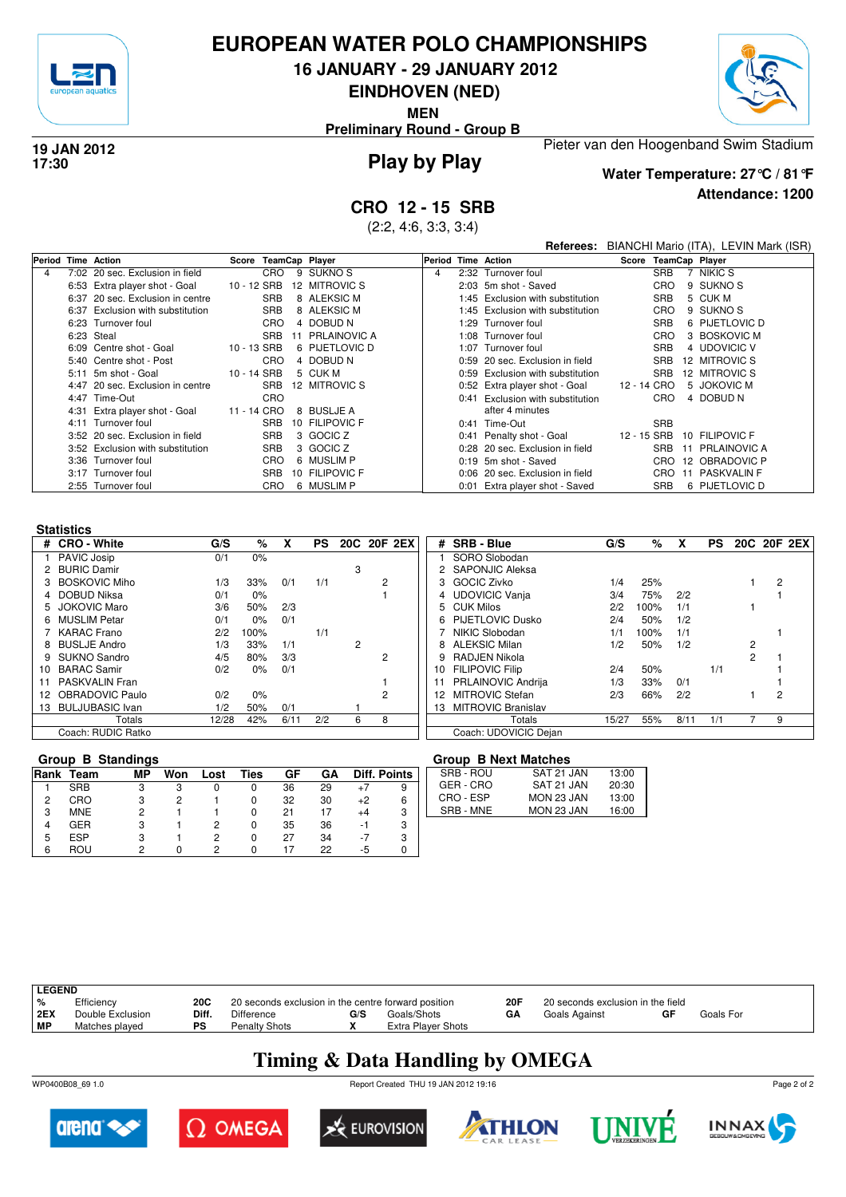# EUROPEAN WATER POLO CHAMPIONSHIPS

## 16 JANUARY - 29 JANUARY 2012

## EINDHOVEN (NED)

**MEN**

**Preliminary Round - Group B**

**19 JAN 2012**
**17:30**

## Play by Play

Pieter van den Hoogenband Swim Stadium

**Water Temperature: 27°C / 81°F**

**Attendance: 1200**

## CRO 12 - 15 SRB

(2:2, 4:6, 3:3, 3:4)

**Referees:** BIANCHI Mario (ITA), LEVIN Mark (ISR)

| Period | Time | Action | Score | TeamCap | Player |
|---|---|---|---|---|---|
| 4 | 7:02 | 20 sec. Exclusion in field | | CRO 9 | SUKNO S |
| | 6:53 | Extra player shot - Goal | 10 - 12 | SRB 12 | MITROVIC S |
| | 6:37 | 20 sec. Exclusion in centre | | SRB 8 | ALEKSIC M |
| | 6:37 | Exclusion with substitution | | SRB 8 | ALEKSIC M |
| | 6:23 | Turnover foul | | CRO 4 | DOBUD N |
| | 6:23 | Steal | | SRB 11 | PRLAINOVIC A |
| | 6:09 | Centre shot - Goal | 10 - 13 | SRB 6 | PIJETLOVIC D |
| | 5:40 | Centre shot - Post | | CRO 4 | DOBUD N |
| | 5:11 | 5m shot - Goal | 10 - 14 | SRB 5 | CUK M |
| | 4:47 | 20 sec. Exclusion in centre | | SRB 12 | MITROVIC S |
| | 4:47 | Time-Out | | CRO | |
| | 4:31 | Extra player shot - Goal | 11 - 14 | CRO 8 | BUSLJE A |
| | 4:11 | Turnover foul | | SRB 10 | FILIPOVIC F |
| | 3:52 | 20 sec. Exclusion in field | | SRB 3 | GOCIC Z |
| | 3:52 | Exclusion with substitution | | SRB 3 | GOCIC Z |
| | 3:36 | Turnover foul | | CRO 6 | MUSLIM P |
| | 3:17 | Turnover foul | | SRB 10 | FILIPOVIC F |
| | 2:55 | Turnover foul | | CRO 6 | MUSLIM P |
| 4 | 2:32 | Turnover foul | | SRB 7 | NIKIC S |
| | 2:03 | 5m shot - Saved | | CRO 9 | SUKNO S |
| | 1:45 | Exclusion with substitution | | SRB 5 | CUK M |
| | 1:45 | Exclusion with substitution | | CRO 9 | SUKNO S |
| | 1:29 | Turnover foul | | SRB 6 | PIJETLOVIC D |
| | 1:08 | Turnover foul | | CRO 3 | BOSKOVIC M |
| | 1:07 | Turnover foul | | SRB 4 | UDOVICIC V |
| | 0:59 | 20 sec. Exclusion in field | | SRB 12 | MITROVIC S |
| | 0:59 | Exclusion with substitution | | SRB 12 | MITROVIC S |
| | 0:52 | Extra player shot - Goal | 12 - 14 | CRO 5 | JOKOVIC M |
| | 0:41 | Exclusion with substitution after 4 minutes | | CRO 4 | DOBUD N |
| | 0:41 | Time-Out | | SRB | |
| | 0:41 | Penalty shot - Goal | 12 - 15 | SRB 10 | FILIPOVIC F |
| | 0:28 | 20 sec. Exclusion in field | | SRB 11 | PRLAINOVIC A |
| | 0:19 | 5m shot - Saved | | CRO 12 | OBRADOVIC P |
| | 0:06 | 20 sec. Exclusion in field | | CRO 11 | PASKVALIN F |
| | 0:01 | Extra player shot - Saved | | SRB 6 | PIJETLOVIC D |

### Statistics

| # | CRO - White | G/S | % | X | PS | 20C | 20F | 2EX |
|---|---|---|---|---|---|---|---|---|
| 1 | PAVIC Josip | 0/1 | 0% | | | | | |
| 2 | BURIC Damir | | | | | 3 | | |
| 3 | BOSKOVIC Miho | 1/3 | 33% | 0/1 | 1/1 | | 2 | |
| 4 | DOBUD Niksa | 0/1 | 0% | | | | 1 | |
| 5 | JOKOVIC Maro | 3/6 | 50% | 2/3 | | | | |
| 6 | MUSLIM Petar | 0/1 | 0% | 0/1 | | | | |
| 7 | KARAC Frano | 2/2 | 100% | | 1/1 | | | |
| 8 | BUSLJE Andro | 1/3 | 33% | 1/1 | | 2 | | |
| 9 | SUKNO Sandro | 4/5 | 80% | 3/3 | | | 2 | |
| 10 | BARAC Samir | 0/2 | 0% | 0/1 | | | | |
| 11 | PASKVALIN Fran | | | | | | 1 | |
| 12 | OBRADOVIC Paulo | 0/2 | 0% | | | | 2 | |
| 13 | BULJUBASIC Ivan | 1/2 | 50% | 0/1 | | 1 | | |
| | Totals | 12/28 | 42% | 6/11 | 2/2 | 6 | 8 | |
| | Coach: RUDIC Ratko | | | | | | | |

| # | SRB - Blue | G/S | % | X | PS | 20C | 20F | 2EX |
|---|---|---|---|---|---|---|---|---|
| 1 | SORO Slobodan | | | | | | | |
| 2 | SAPONJIC Aleksa | | | | | | | |
| 3 | GOCIC Zivko | 1/4 | 25% | | | 1 | 2 | |
| 4 | UDOVICIC Vanja | 3/4 | 75% | 2/2 | | | 1 | |
| 5 | CUK Milos | 2/2 | 100% | 1/1 | | 1 | | |
| 6 | PIJETLOVIC Dusko | 2/4 | 50% | 1/2 | | | | |
| 7 | NIKIC Slobodan | 1/1 | 100% | 1/1 | | | 1 | |
| 8 | ALEKSIC Milan | 1/2 | 50% | 1/2 | | 2 | | |
| 9 | RADJEN Nikola | | | | | 2 | 1 | |
| 10 | FILIPOVIC Filip | 2/4 | 50% | | 1/1 | | 1 | |
| 11 | PRLAINOVIC Andrija | 1/3 | 33% | 0/1 | | | 1 | |
| 12 | MITROVIC Stefan | 2/3 | 66% | 2/2 | | 1 | 2 | |
| 13 | MITROVIC Branislav | | | | | | | |
| | Totals | 15/27 | 55% | 8/11 | 1/1 | 7 | 9 | |
| | Coach: UDOVICIC Dejan | | | | | | | |

### Group B Standings

| Rank | Team | MP | Won | Lost | Ties | GF | GA | Diff. | Points |
|---|---|---|---|---|---|---|---|---|---|
| 1 | SRB | 3 | 3 | 0 | 0 | 36 | 29 | +7 | 9 |
| 2 | CRO | 3 | 2 | 1 | 0 | 32 | 30 | +2 | 6 |
| 3 | MNE | 2 | 1 | 1 | 0 | 21 | 17 | +4 | 3 |
| 4 | GER | 3 | 1 | 2 | 0 | 35 | 36 | -1 | 3 |
| 5 | ESP | 3 | 1 | 2 | 0 | 27 | 34 | -7 | 3 |
| 6 | ROU | 2 | 0 | 2 | 0 | 17 | 22 | -5 | 0 |

### Group B Next Matches

| | | |
|---|---|---|
| SRB - ROU | SAT 21 JAN | 13:00 |
| GER - CRO | SAT 21 JAN | 20:30 |
| CRO - ESP | MON 23 JAN | 13:00 |
| SRB - MNE | MON 23 JAN | 16:00 |

**LEGEND**

| | | | | | | | |
|---|---|---|---|---|---|---|---|
| % | Efficiency | 20C | 20 seconds exclusion in the centre forward position | | | 20F | 20 seconds exclusion in the field |
| 2EX | Double Exclusion | Diff. | Difference | G/S | Goals/Shots | GA | Goals Against |
| MP | Matches played | PS | Penalty Shots | X | Extra Player Shots | GF | Goals For |

## Timing & Data Handling by OMEGA

WP0400B08_69 1.0 Report Created THU 19 JAN 2012 19:16